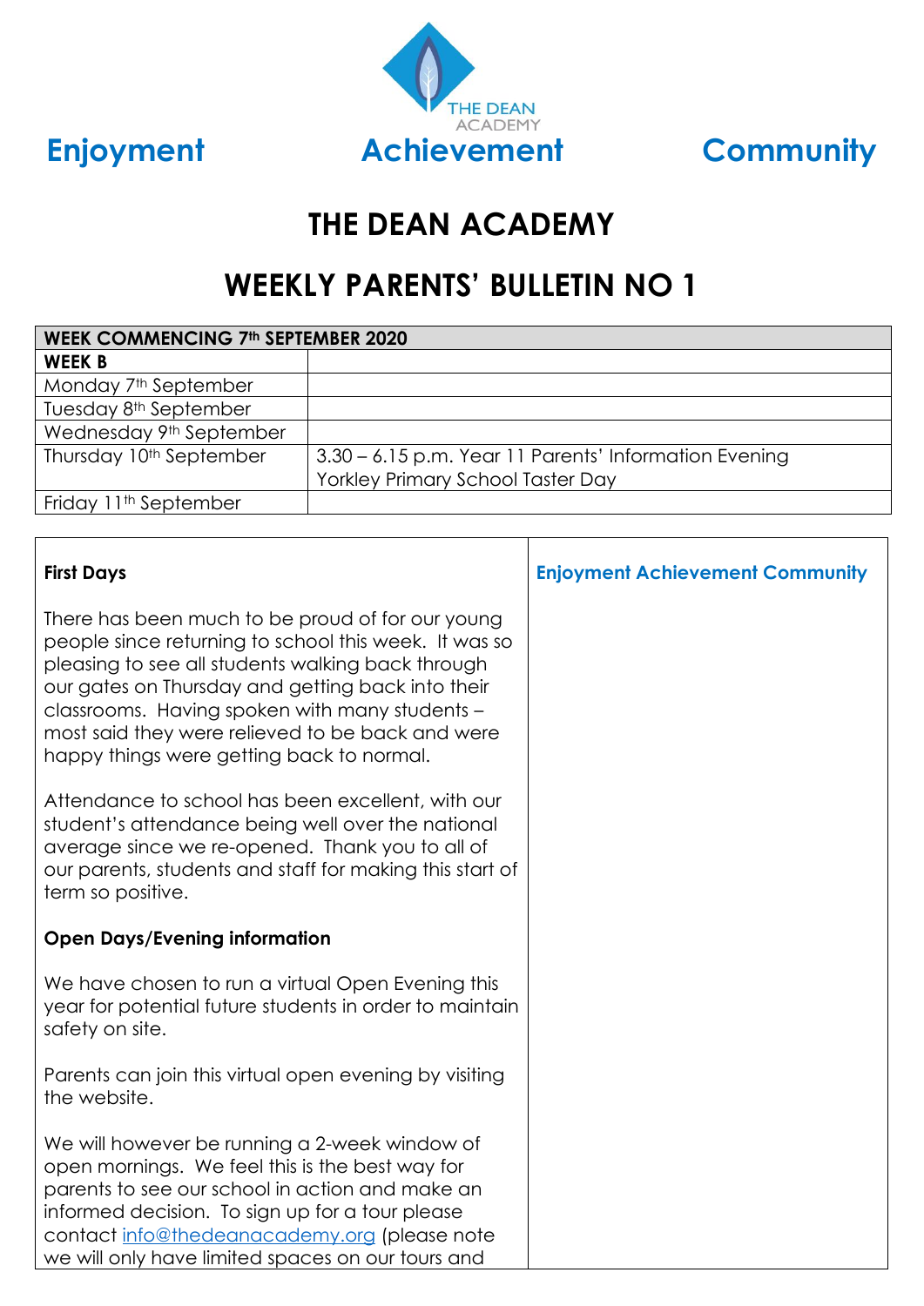**Enjoyment** **Achievement** **Community**

# THE DEAN ACADEMY

## WEEKLY PARENTS' BULLETIN NO 1

| WEEK COMMENCING 7th SEPTEMBER 2020 | |
|---|---|
| **WEEK B** | |
| Monday 7th September | |
| Tuesday 8th September | |
| Wednesday 9th September | |
| Thursday 10th September | 3.30 – 6.15 p.m. Year 11 Parents' Information Evening<br>Yorkley Primary School Taster Day |
| Friday 11th September | |

### First Days

There has been much to be proud of for our young people since returning to school this week. It was so pleasing to see all students walking back through our gates on Thursday and getting back into their classrooms. Having spoken with many students – most said they were relieved to be back and were happy things were getting back to normal.

Attendance to school has been excellent, with our student's attendance being well over the national average since we re-opened. Thank you to all of our parents, students and staff for making this start of term so positive.

### Open Days/Evening information

We have chosen to run a virtual Open Evening this year for potential future students in order to maintain safety on site.

Parents can join this virtual open evening by visiting the website.

We will however be running a 2-week window of open mornings. We feel this is the best way for parents to see our school in action and make an informed decision. To sign up for a tour please contact info@thedeanacademy.org (please note we will only have limited spaces on our tours and

**Enjoyment Achievement Community**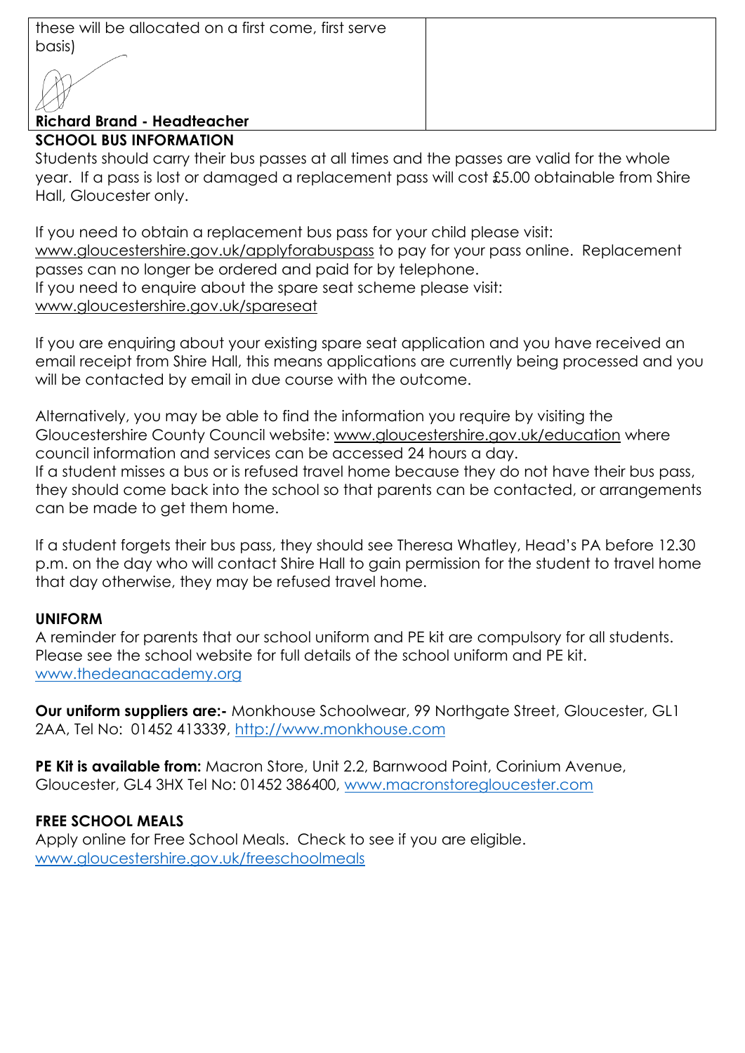| | |
|---|---|
| these will be allocated on a first come, first serve basis)<br><br>**Richard Brand - Headteacher** | |

**SCHOOL BUS INFORMATION**

Students should carry their bus passes at all times and the passes are valid for the whole year. If a pass is lost or damaged a replacement pass will cost £5.00 obtainable from Shire Hall, Gloucester only.

If you need to obtain a replacement bus pass for your child please visit: www.gloucestershire.gov.uk/applyforabuspass to pay for your pass online. Replacement passes can no longer be ordered and paid for by telephone.
If you need to enquire about the spare seat scheme please visit: www.gloucestershire.gov.uk/spareseat

If you are enquiring about your existing spare seat application and you have received an email receipt from Shire Hall, this means applications are currently being processed and you will be contacted by email in due course with the outcome.

Alternatively, you may be able to find the information you require by visiting the Gloucestershire County Council website: www.gloucestershire.gov.uk/education where council information and services can be accessed 24 hours a day.
If a student misses a bus or is refused travel home because they do not have their bus pass, they should come back into the school so that parents can be contacted, or arrangements can be made to get them home.

If a student forgets their bus pass, they should see Theresa Whatley, Head's PA before 12.30 p.m. on the day who will contact Shire Hall to gain permission for the student to travel home that day otherwise, they may be refused travel home.

**UNIFORM**

A reminder for parents that our school uniform and PE kit are compulsory for all students. Please see the school website for full details of the school uniform and PE kit.
www.thedeanacademy.org

**Our uniform suppliers are:-** Monkhouse Schoolwear, 99 Northgate Street, Gloucester, GL1 2AA, Tel No: 01452 413339, http://www.monkhouse.com

**PE Kit is available from:** Macron Store, Unit 2.2, Barnwood Point, Corinium Avenue, Gloucester, GL4 3HX Tel No: 01452 386400, www.macronstoregloucester.com

**FREE SCHOOL MEALS**

Apply online for Free School Meals. Check to see if you are eligible.
www.gloucestershire.gov.uk/freeschoolmeals